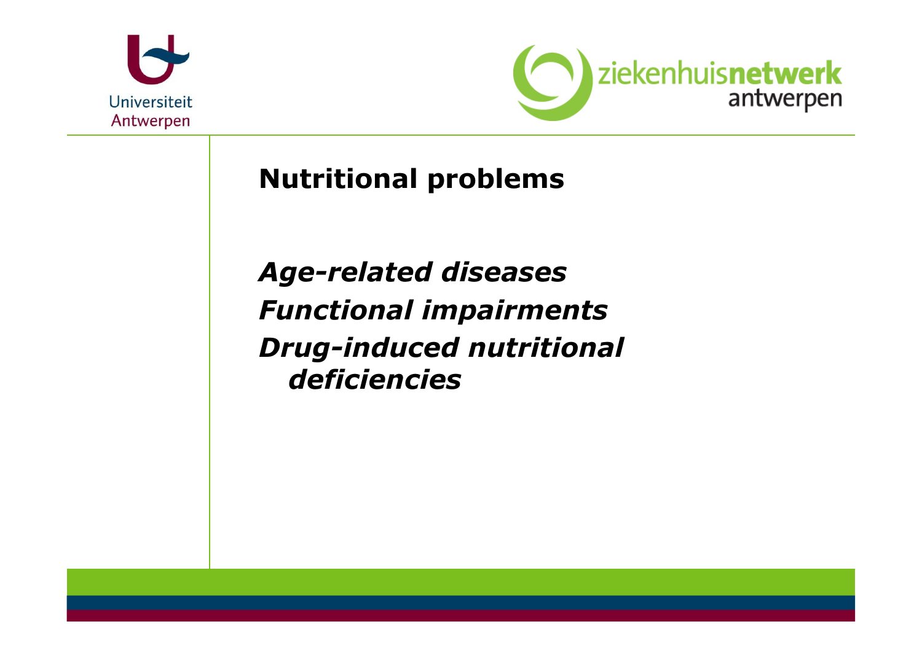## Nutritional problems

***Age-related diseases***
***Functional impairments***
***Drug-induced nutritional deficiencies***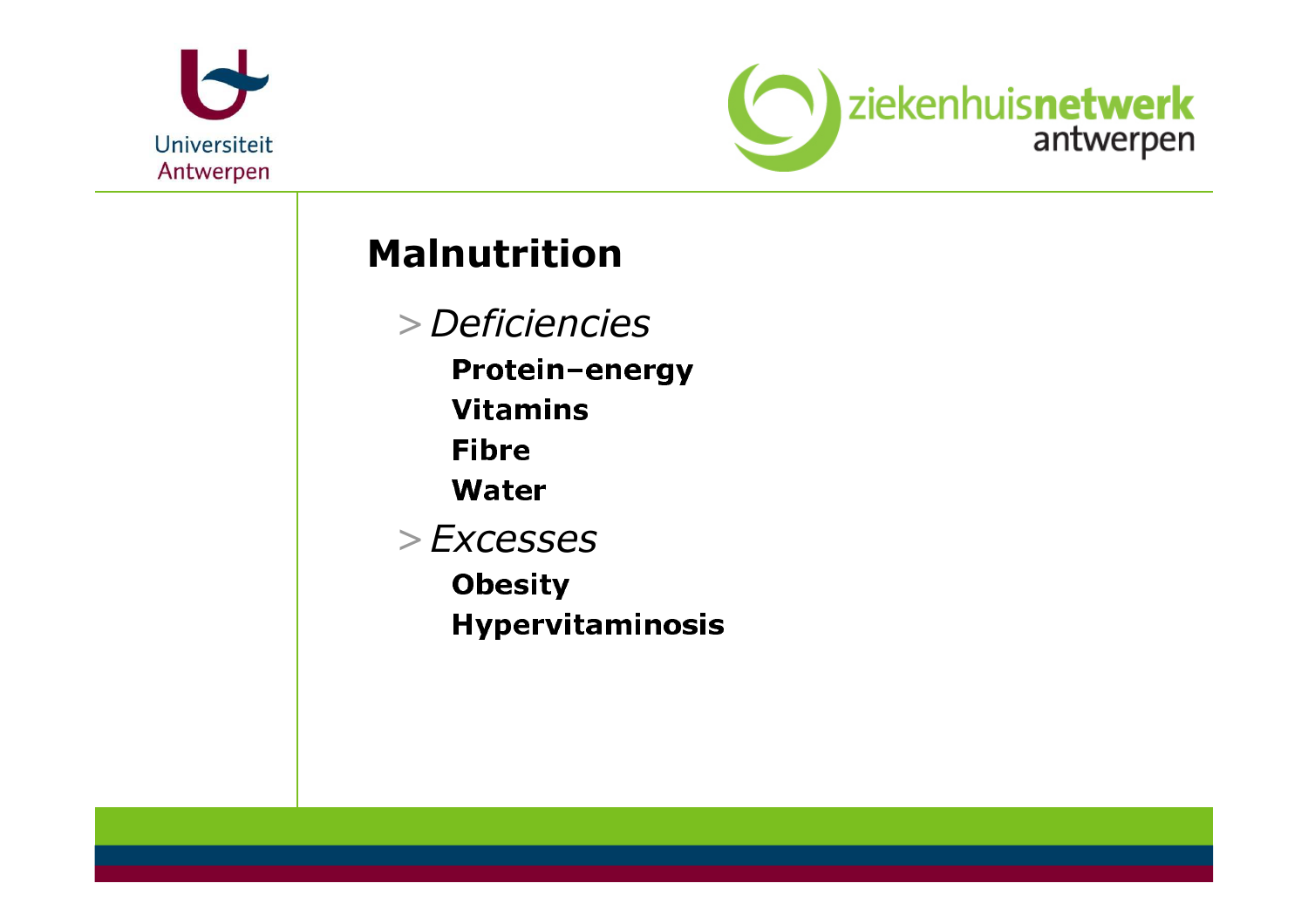## Malnutrition

> *Deficiencies*

**Protein–energy**

**Vitamins**

**Fibre**

**Water**

> *Excesses*

**Obesity**

**Hypervitaminosis**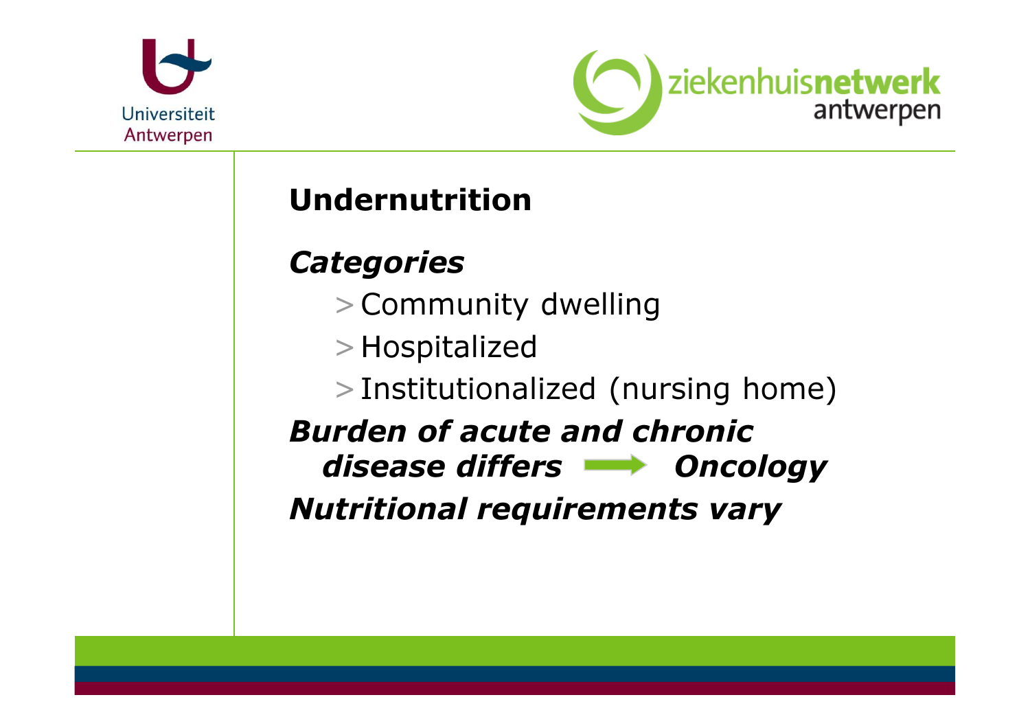# Undernutrition

***Categories***

- Community dwelling
- Hospitalized
- Institutionalized (nursing home)

***Burden of acute and chronic disease differs → Oncology***

***Nutritional requirements vary***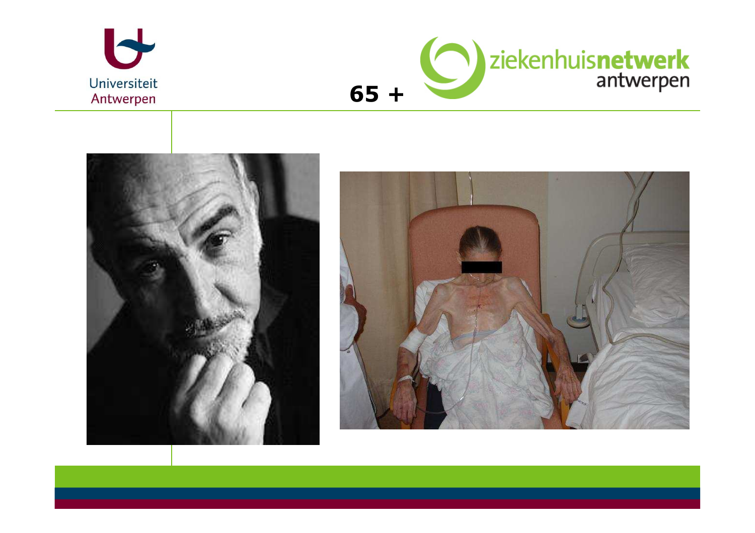65 +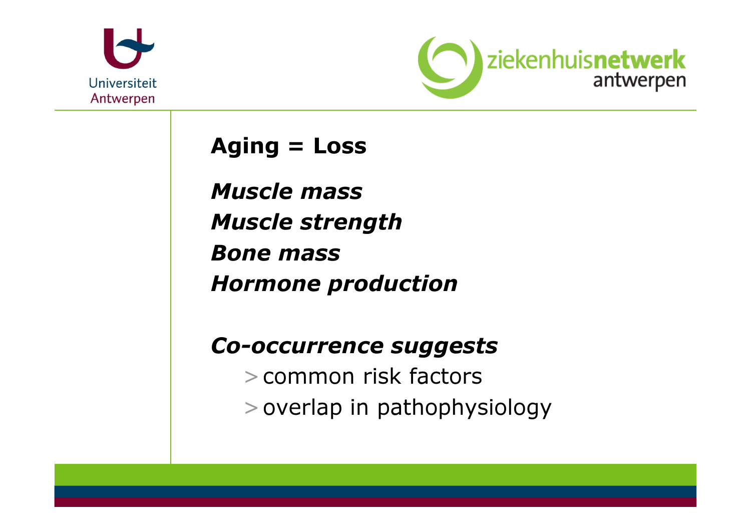**Aging = Loss**

***Muscle mass***
***Muscle strength***
***Bone mass***
***Hormone production***

***Co-occurrence suggests***

- common risk factors
- overlap in pathophysiology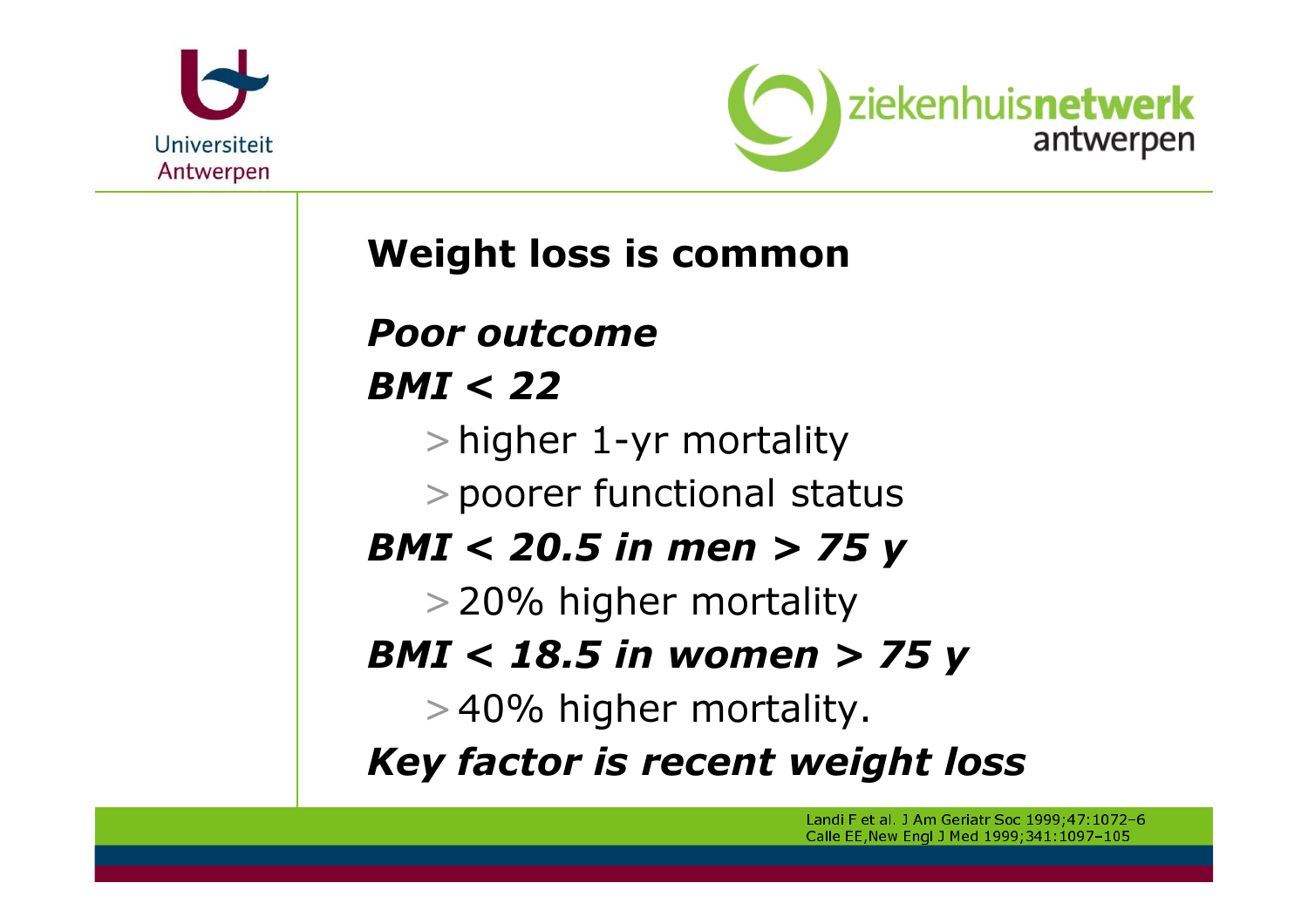## Weight loss is common

***Poor outcome***

***BMI < 22***

- higher 1-yr mortality
- poorer functional status

***BMI < 20.5 in men > 75 y***

- 20% higher mortality

***BMI < 18.5 in women > 75 y***

- 40% higher mortality.

***Key factor is recent weight loss***

Landi F et al. J Am Geriatr Soc 1999;47:1072–6
Calle EE,New Engl J Med 1999;341:1097–105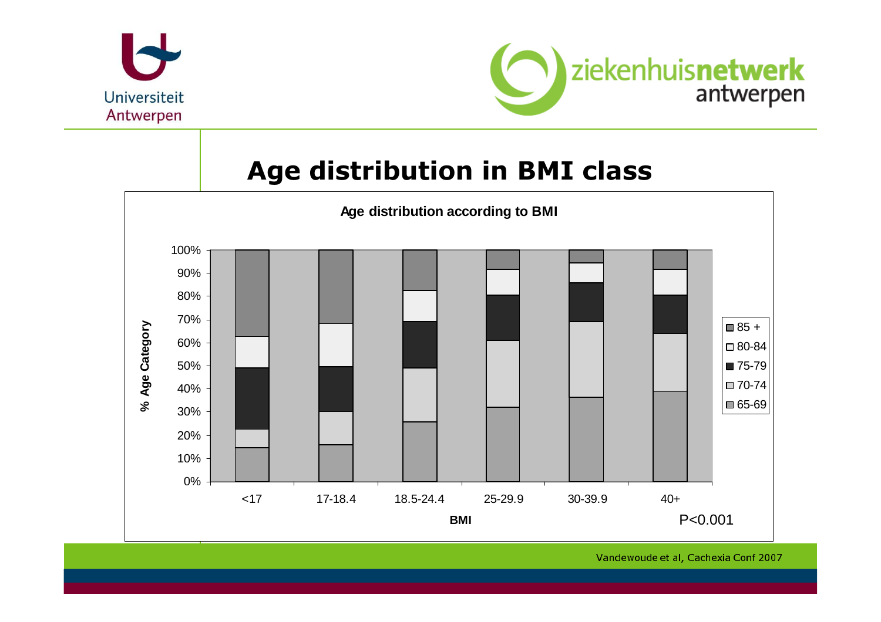# Age distribution in BMI class

**Age distribution according to BMI**

% Age Category

100%
90%
80%
70%
60%
50%
40%
30%
20%
10%
0%

<17 | 17-18.4 | 18.5-24.4 | 25-29.9 | 30-39.9 | 40+

**BMI**

P<0.001

Legend: 85 + | 80-84 | 75-79 | 70-74 | 65-69

Vandewoude et al, Cachexia Conf 2007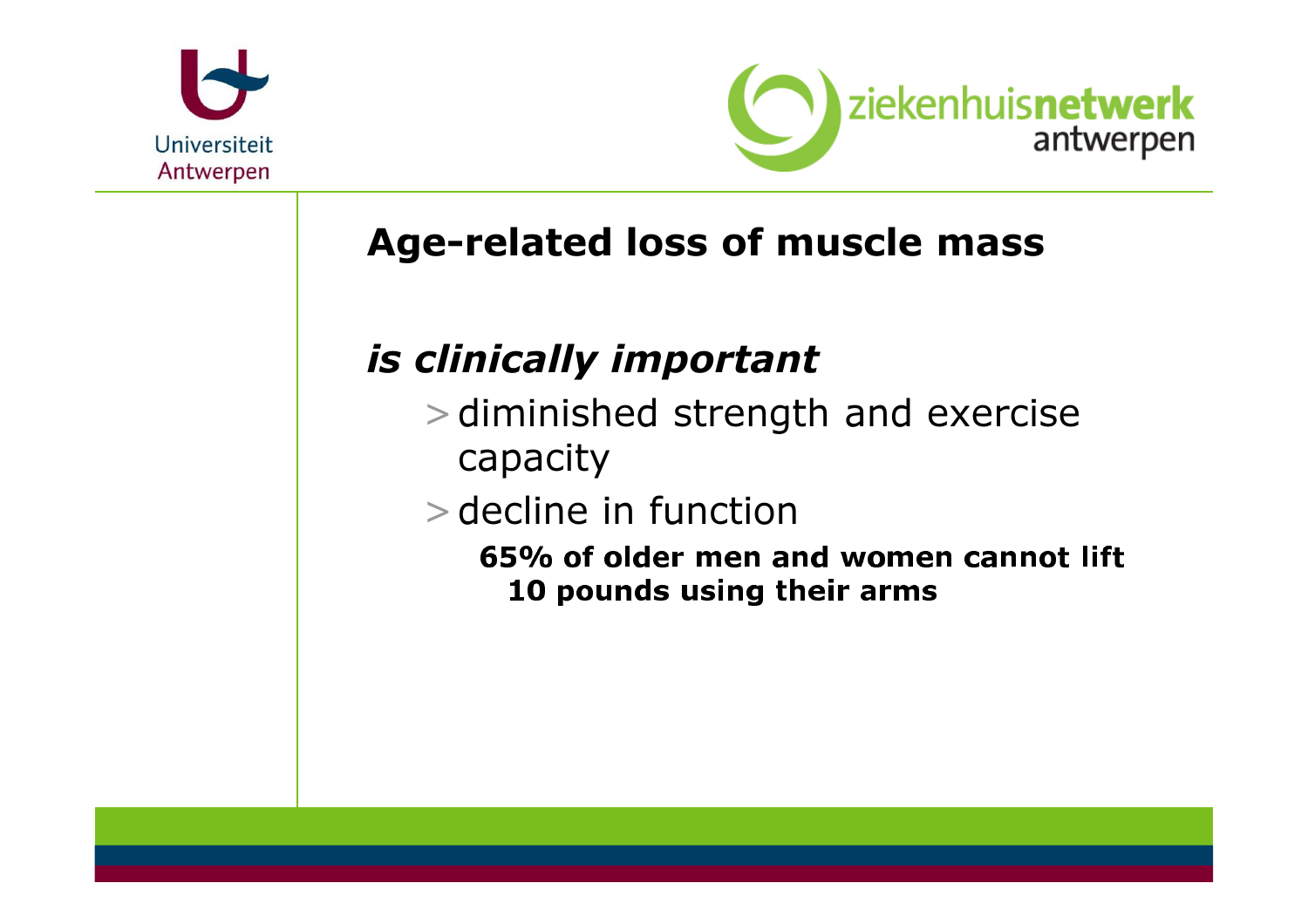## Age-related loss of muscle mass

***is clinically important***

- diminished strength and exercise capacity
- decline in function
  - **65% of older men and women cannot lift 10 pounds using their arms**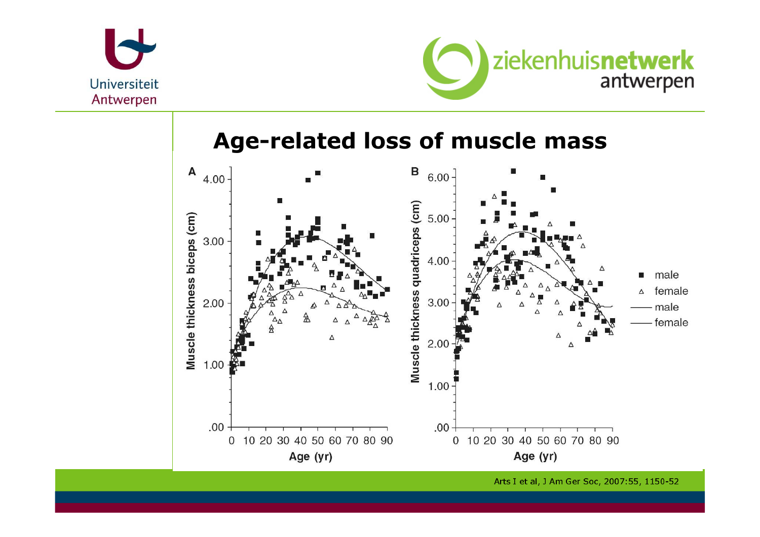# Age-related loss of muscle mass

Arts I et al, J Am Ger Soc, 2007:55, 1150-52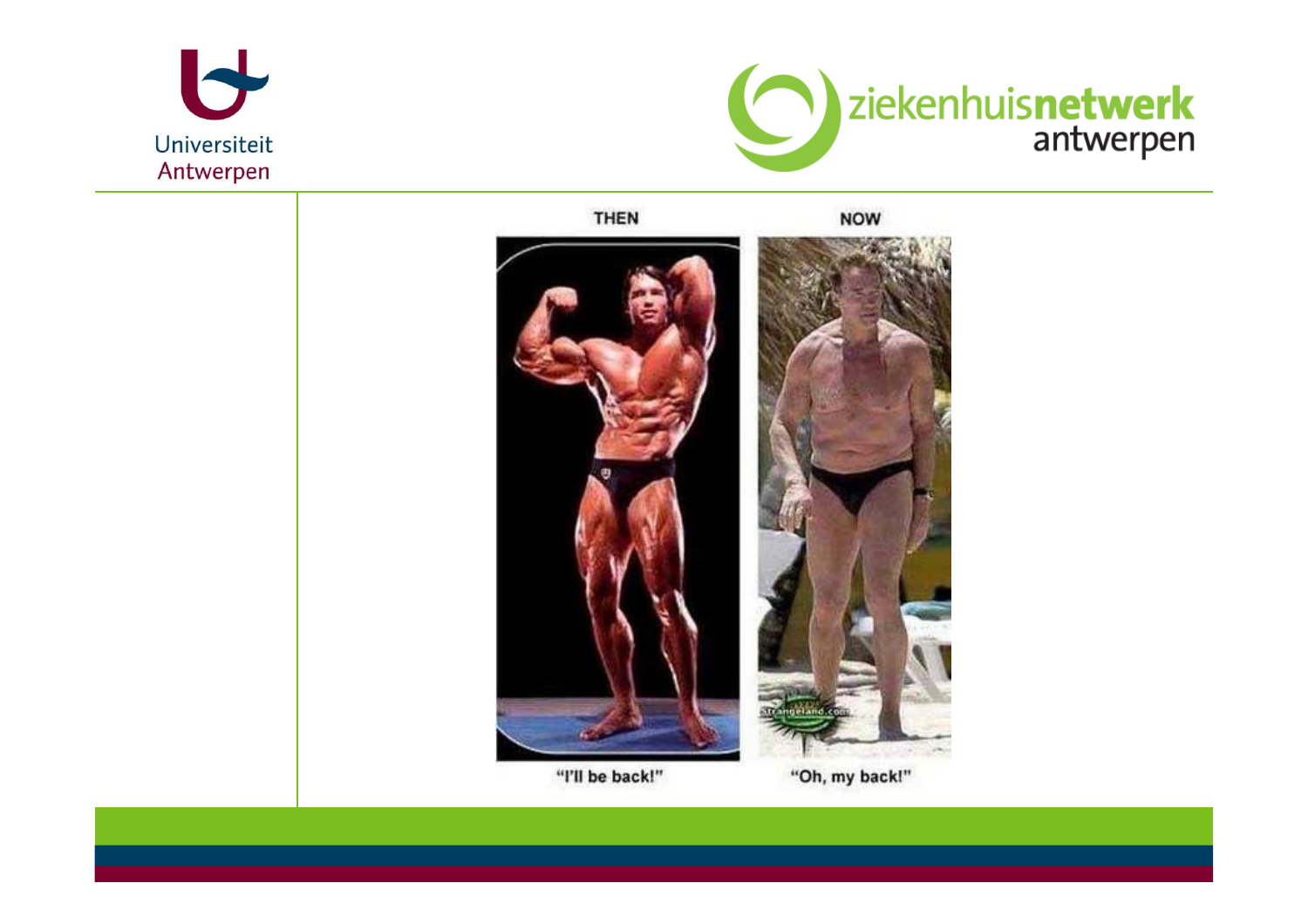THEN

NOW

"I'll be back!"

"Oh, my back!"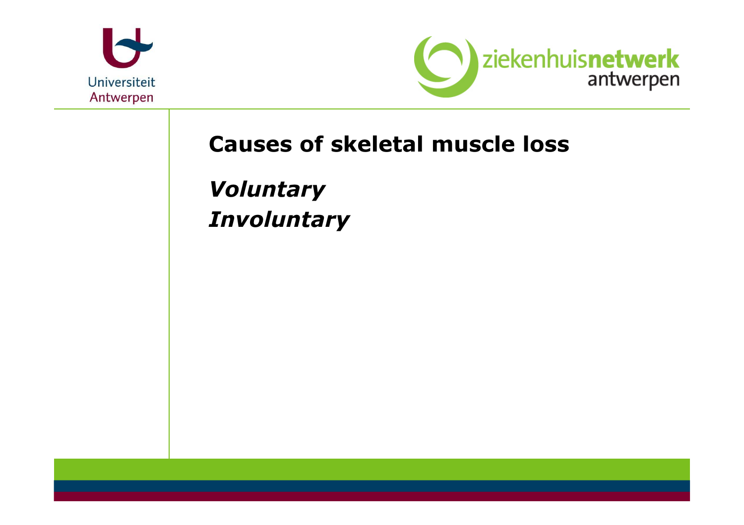## Causes of skeletal muscle loss

***Voluntary***
***Involuntary***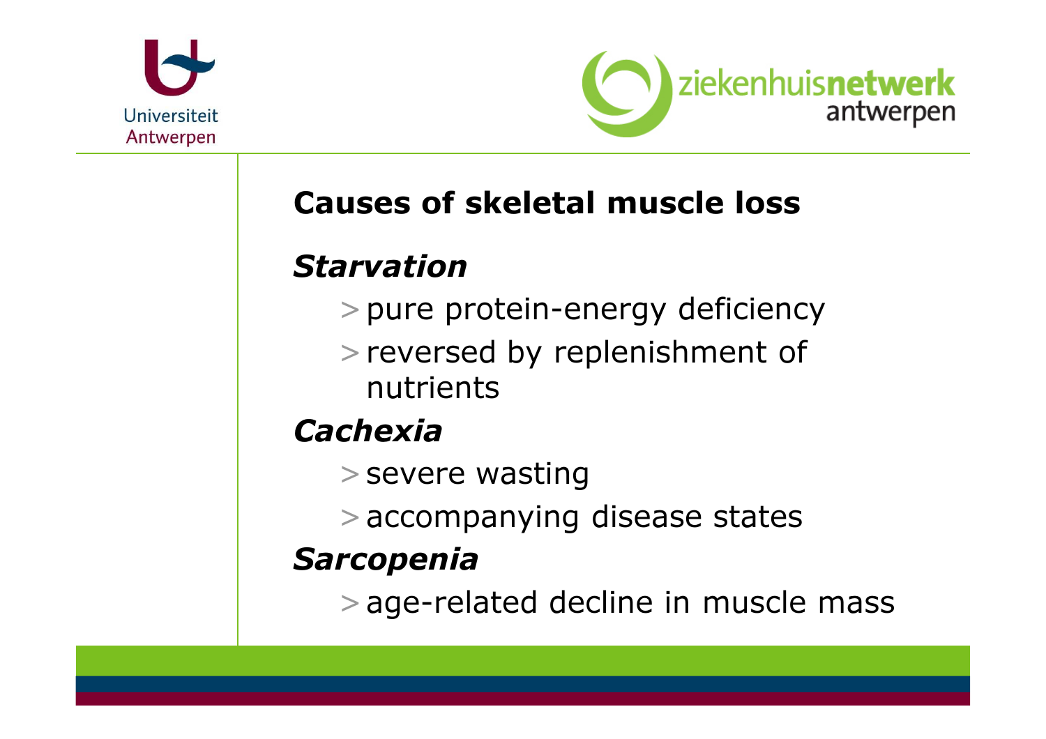## Causes of skeletal muscle loss

### *Starvation*

- pure protein-energy deficiency
- reversed by replenishment of nutrients

### *Cachexia*

- severe wasting
- accompanying disease states

### *Sarcopenia*

- age-related decline in muscle mass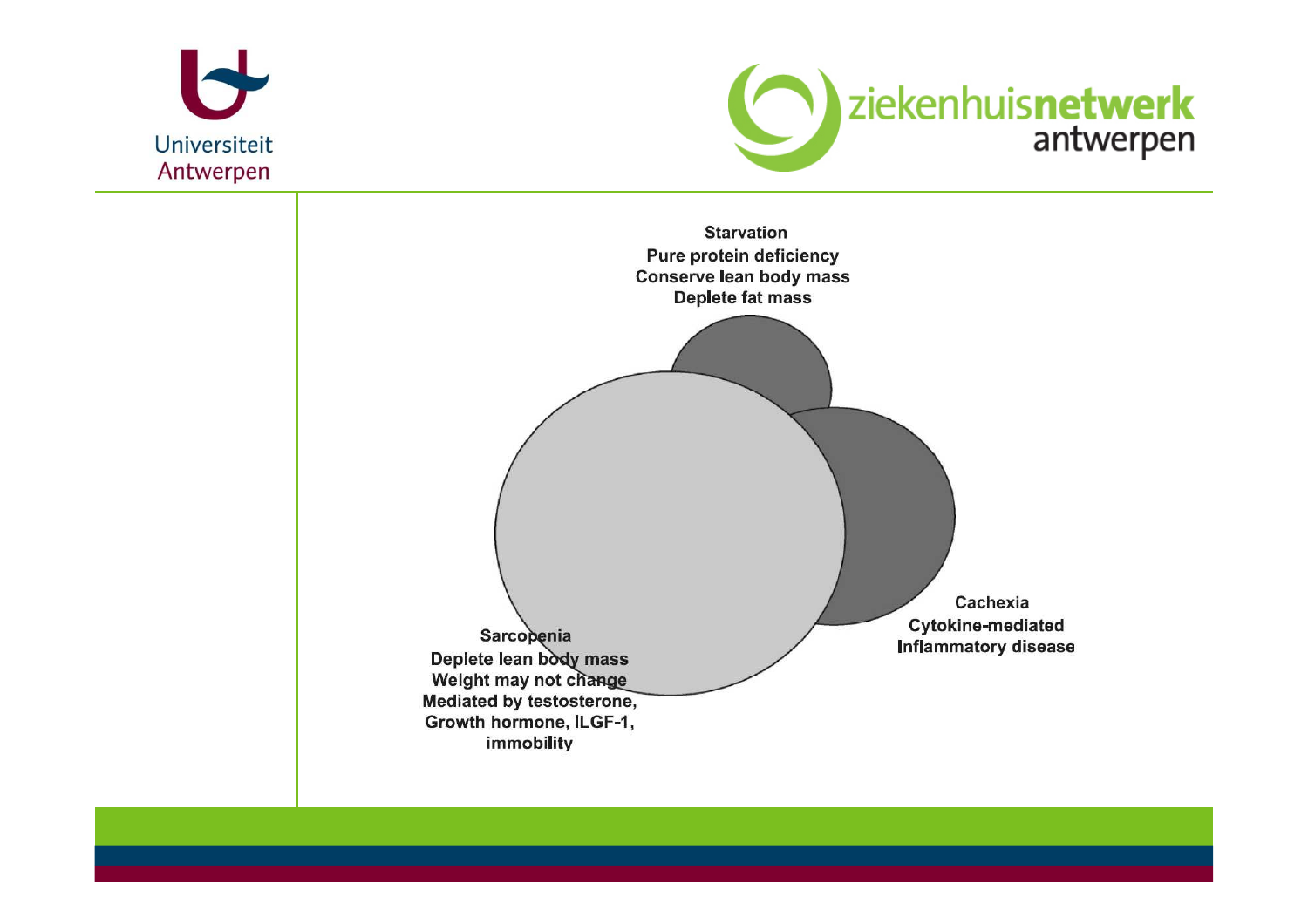Starvation
Pure protein deficiency
Conserve lean body mass
Deplete fat mass

Cachexia
Cytokine-mediated
Inflammatory disease

Sarcopenia
Deplete lean body mass
Weight may not change
Mediated by testosterone,
Growth hormone, ILGF-1,
immobility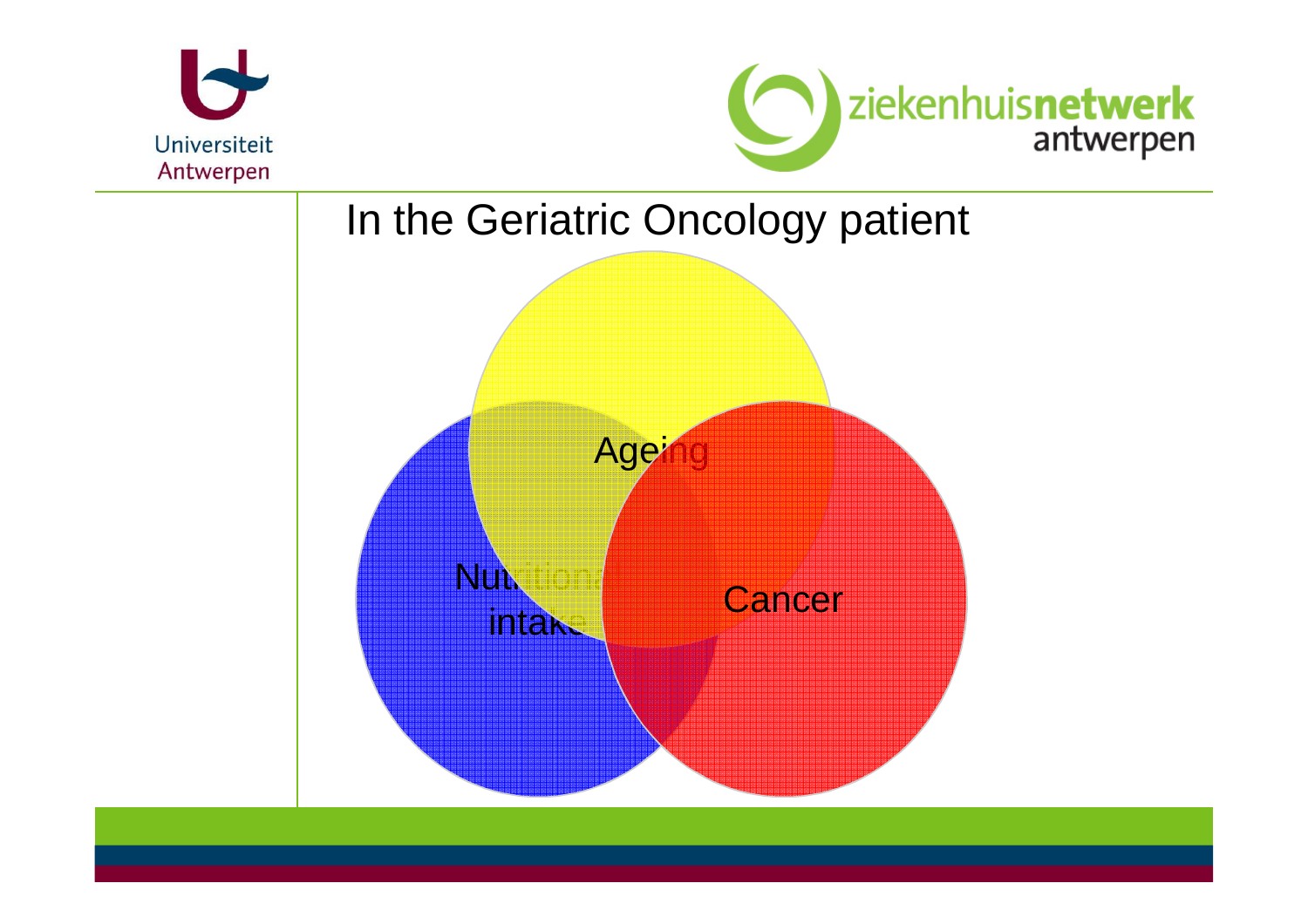# In the Geriatric Oncology patient

Ageing

Nutritional intake

Cancer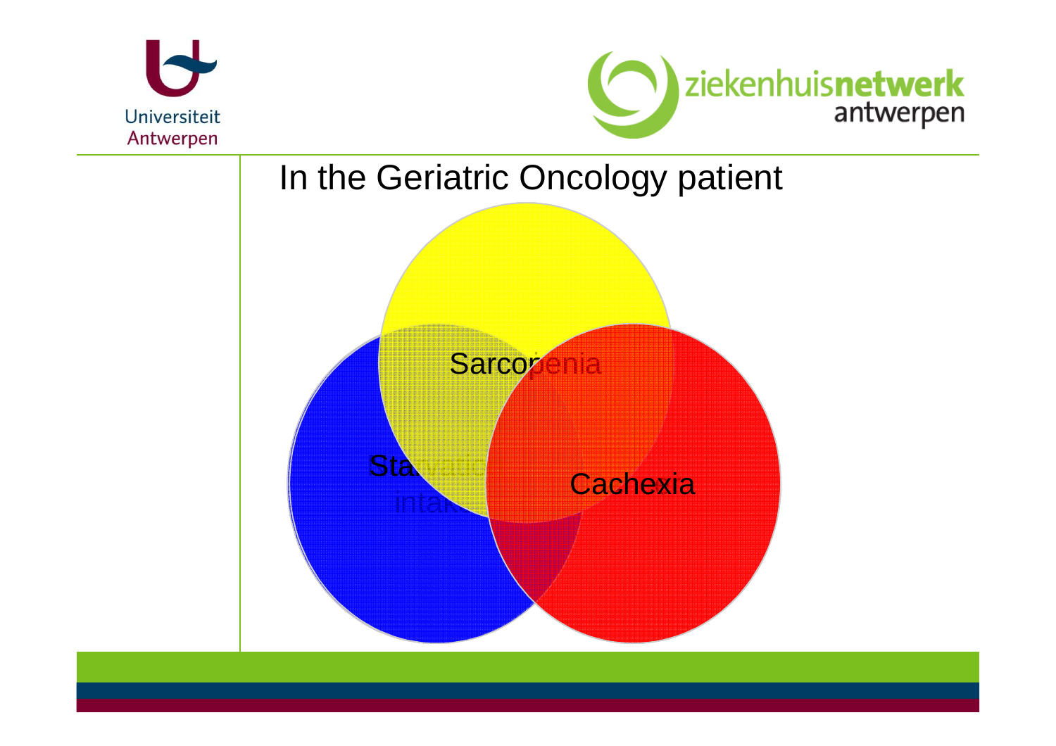# In the Geriatric Oncology patient

Sarcopenia

Starvation
intake

Cachexia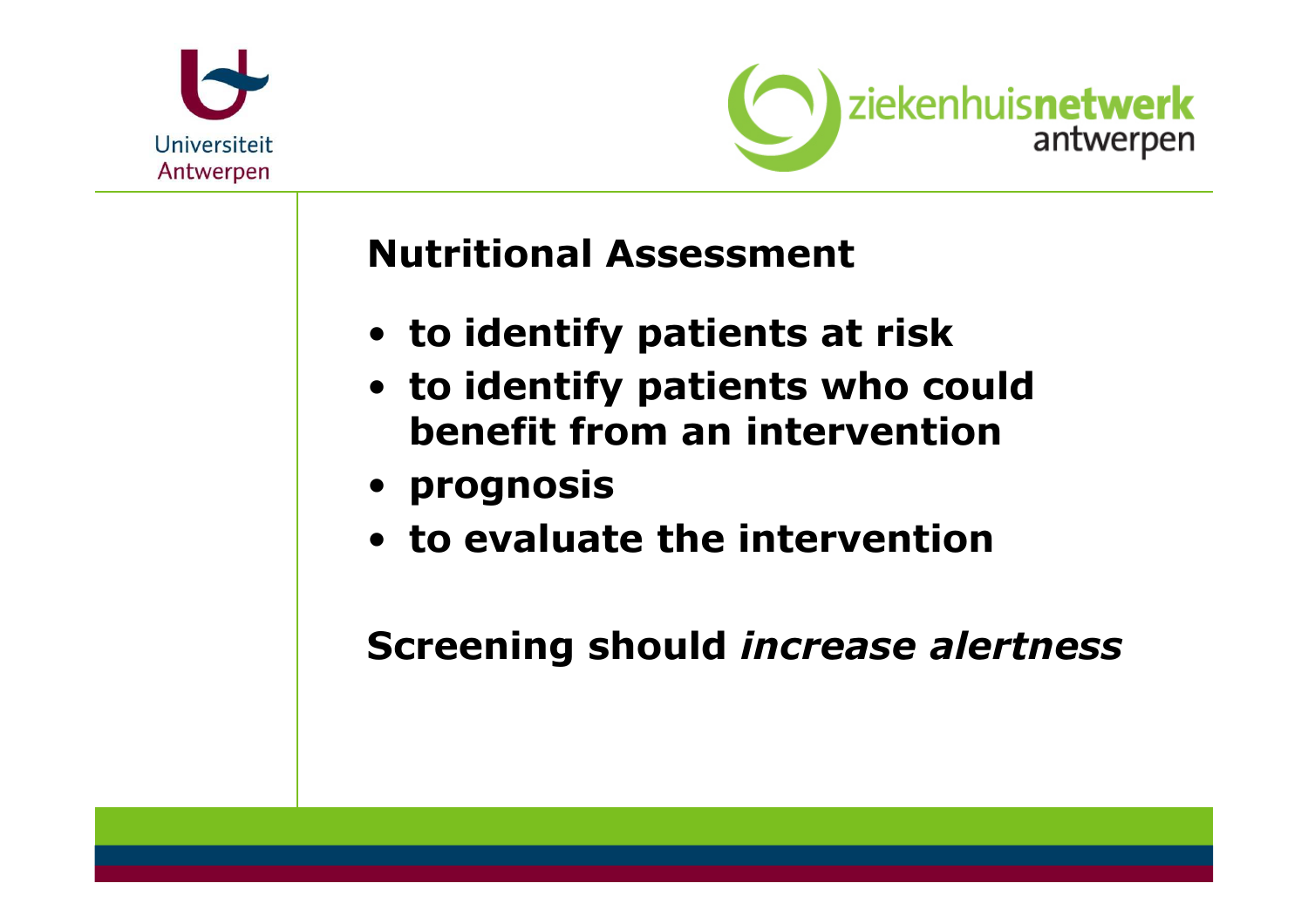## Nutritional Assessment

- **to identify patients at risk**
- **to identify patients who could benefit from an intervention**
- **prognosis**
- **to evaluate the intervention**

**Screening should *increase alertness***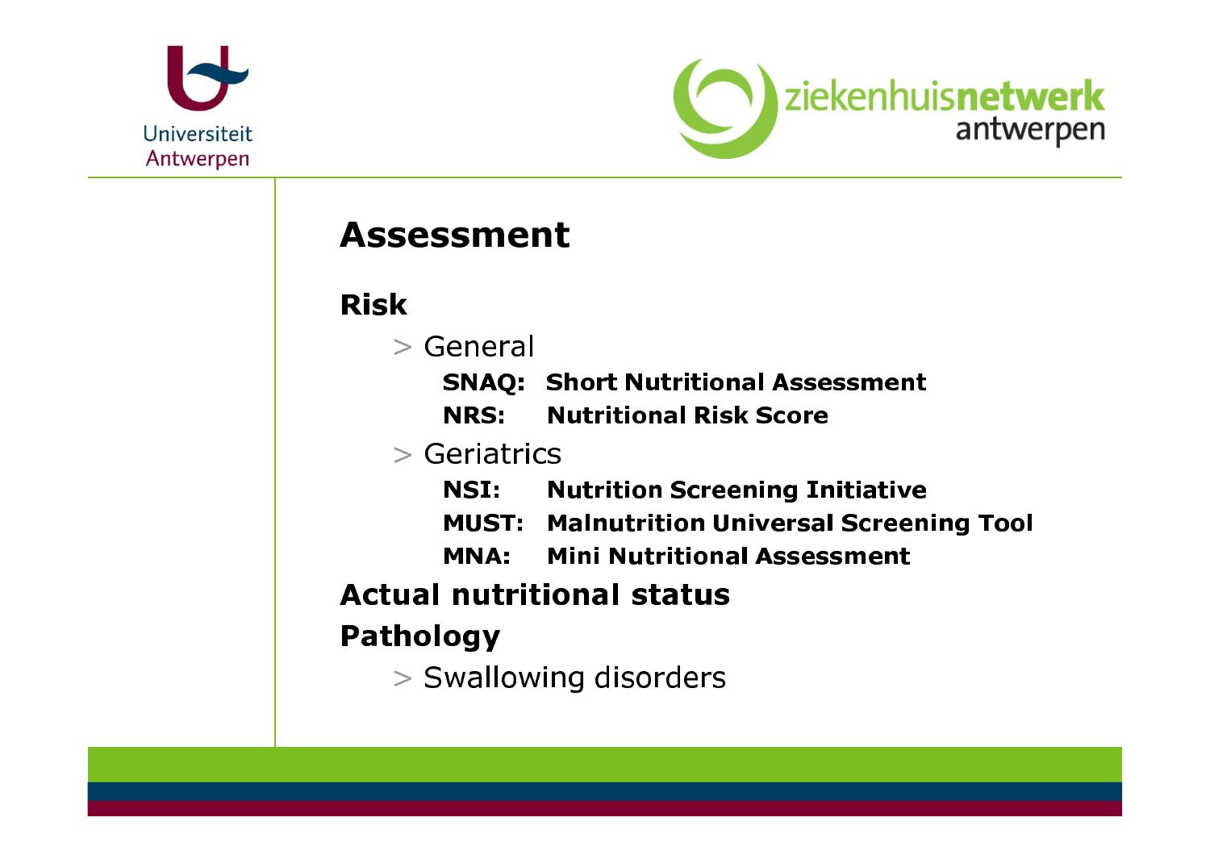# Assessment

## Risk

- General
  - **SNAQ: Short Nutritional Assessment**
  - **NRS: Nutritional Risk Score**
- Geriatrics
  - **NSI: Nutrition Screening Initiative**
  - **MUST: Malnutrition Universal Screening Tool**
  - **MNA: Mini Nutritional Assessment**

## Actual nutritional status

## Pathology

- Swallowing disorders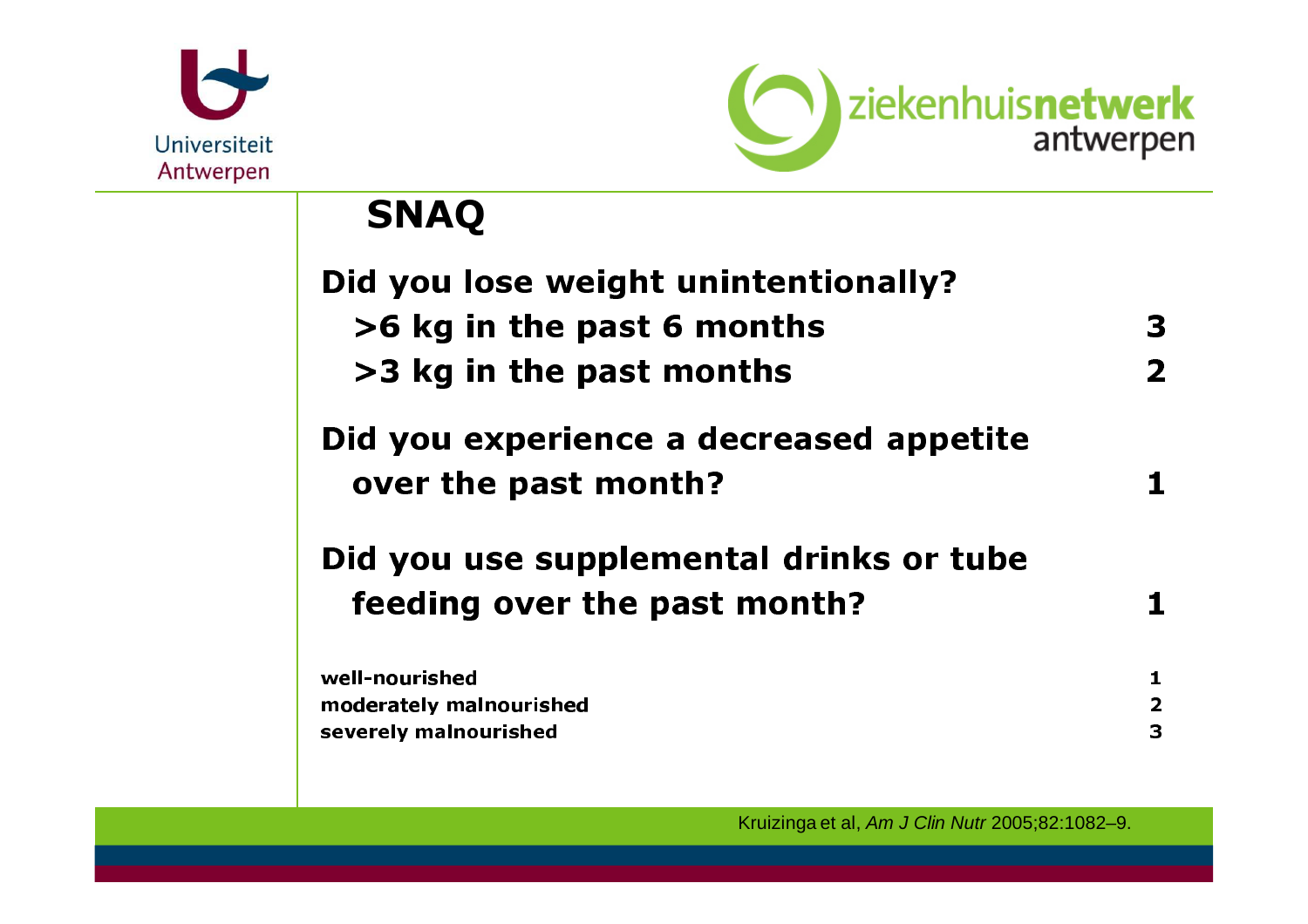# SNAQ

| | |
|---|---|
| **Did you lose weight unintentionally?** | |
| **>6 kg in the past 6 months** | **3** |
| **>3 kg in the past months** | **2** |
| **Did you experience a decreased appetite over the past month?** | **1** |
| **Did you use supplemental drinks or tube feeding over the past month?** | **1** |

| | |
|---|---|
| **well-nourished** | **1** |
| **moderately malnourished** | **2** |
| **severely malnourished** | **3** |

Kruizinga et al, *Am J Clin Nutr* 2005;82:1082–9.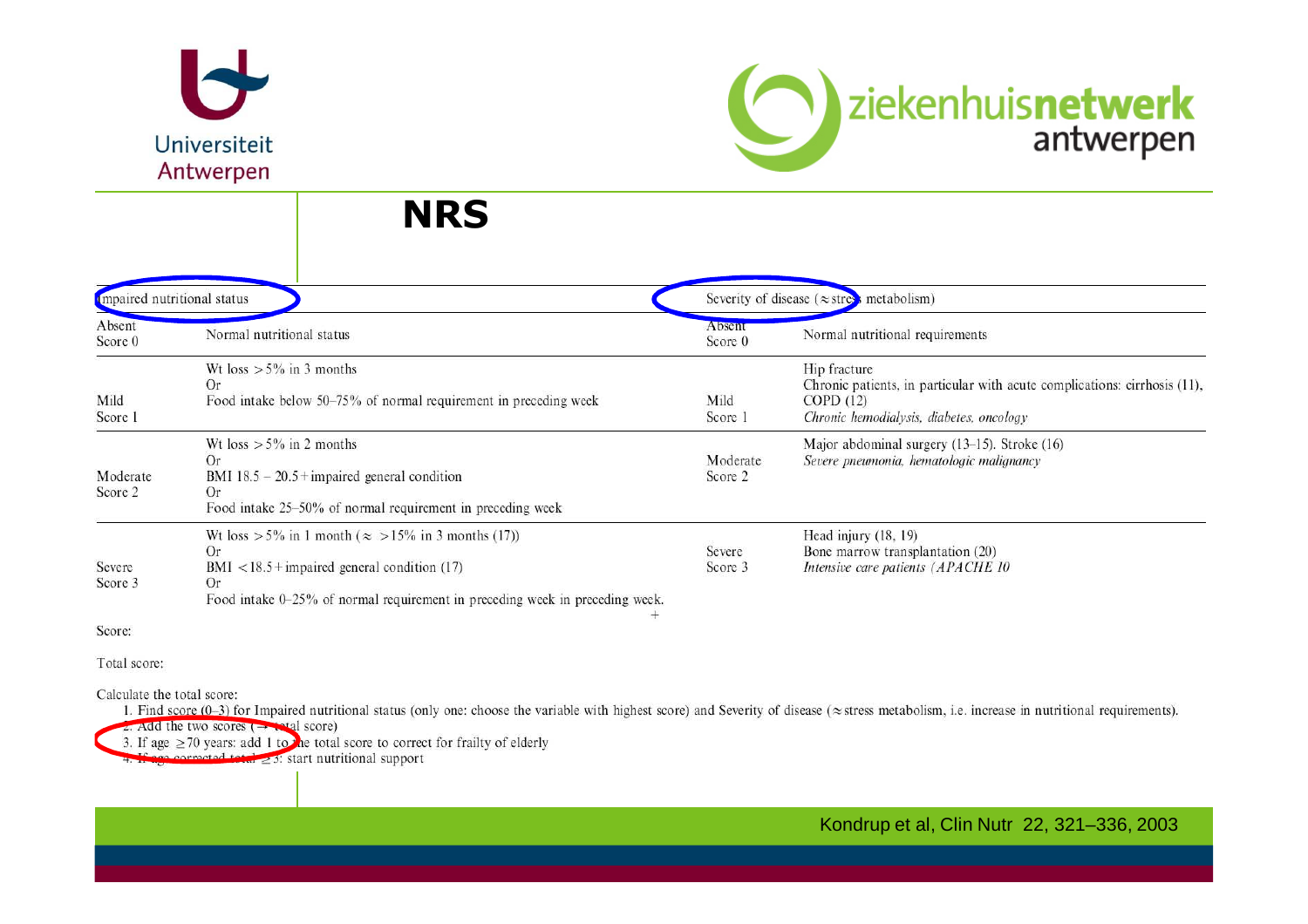# NRS

| Impaired nutritional status | | Severity of disease (≈ stress metabolism) | |
|---|---|---|---|
| Absent Score 0 | Normal nutritional status | Absent Score 0 | Normal nutritional requirements |
| Mild Score 1 | Wt loss >5% in 3 months Or Food intake below 50–75% of normal requirement in preceding week | Mild Score 1 | Hip fracture Chronic patients, in particular with acute complications: cirrhosis (11), COPD (12) *Chronic hemodialysis, diabetes, oncology* |
| Moderate Score 2 | Wt loss >5% in 2 months Or BMI 18.5 – 20.5 + impaired general condition Or Food intake 25–50% of normal requirement in preceding week | Moderate Score 2 | Major abdominal surgery (13–15). Stroke (16) *Severe pneumonia, hematologic malignancy* |
| Severe Score 3 | Wt loss >5% in 1 month (≈ >15% in 3 months (17)) Or BMI <18.5 + impaired general condition (17) Or Food intake 0–25% of normal requirement in preceding week in preceding week. | Severe Score 3 | Head injury (18, 19) Bone marrow transplantation (20) *Intensive care patients (APACHE 10* |

Score: +

Total score:

Calculate the total score:

1. Find score (0–3) for Impaired nutritional status (only one: choose the variable with highest score) and Severity of disease (≈ stress metabolism, i.e. increase in nutritional requirements).
2. Add the two scores (→ total score)
3. If age ≥70 years: add 1 to the total score to correct for frailty of elderly
4. If age corrected total ≥3: start nutritional support

Kondrup et al, Clin Nutr 22, 321–336, 2003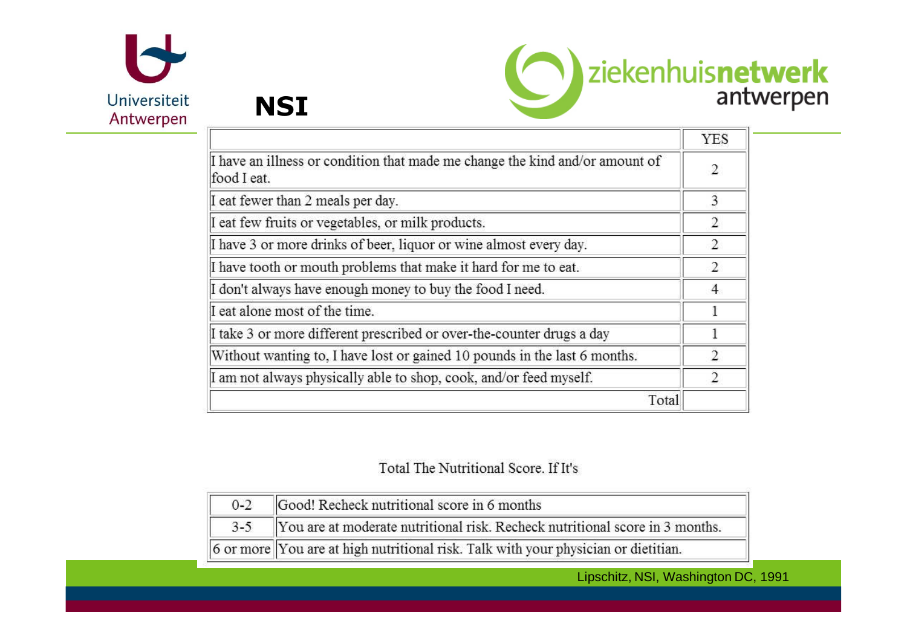# NSI

| | YES |
|---|---|
| I have an illness or condition that made me change the kind and/or amount of food I eat. | 2 |
| I eat fewer than 2 meals per day. | 3 |
| I eat few fruits or vegetables, or milk products. | 2 |
| I have 3 or more drinks of beer, liquor or wine almost every day. | 2 |
| I have tooth or mouth problems that make it hard for me to eat. | 2 |
| I don't always have enough money to buy the food I need. | 4 |
| I eat alone most of the time. | 1 |
| I take 3 or more different prescribed or over-the-counter drugs a day | 1 |
| Without wanting to, I have lost or gained 10 pounds in the last 6 months. | 2 |
| I am not always physically able to shop, cook, and/or feed myself. | 2 |
| Total | |

Total The Nutritional Score. If It's

| | |
|---|---|
| 0-2 | Good! Recheck nutritional score in 6 months |
| 3-5 | You are at moderate nutritional risk. Recheck nutritional score in 3 months. |
| 6 or more | You are at high nutritional risk. Talk with your physician or dietitian. |

Lipschitz, NSI, Washington DC, 1991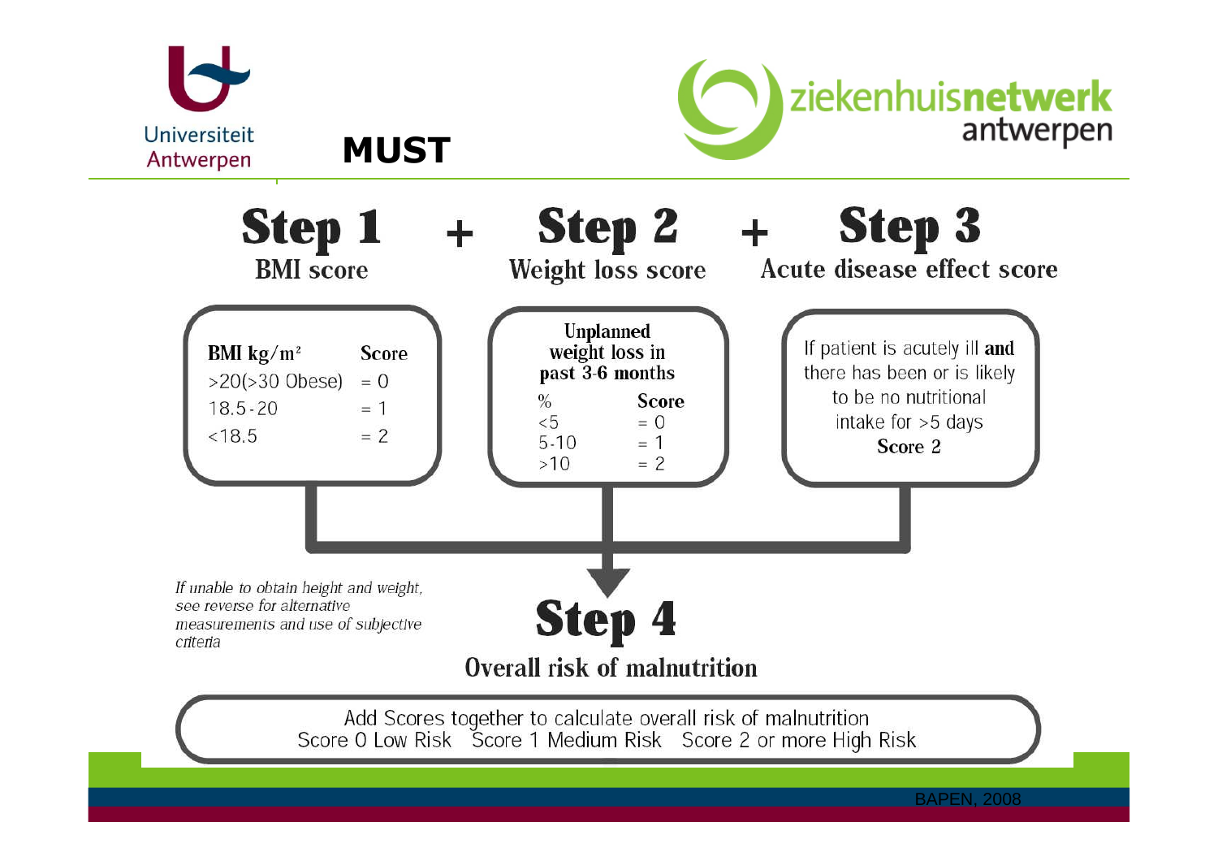# MUST

## Step 1 + Step 2 + Step 3

### Step 1
**BMI score**

| BMI kg/m² | Score |
|---|---|
| >20(>30 Obese) | = 0 |
| 18.5 - 20 | = 1 |
| <18.5 | = 2 |

### Step 2
**Weight loss score**

**Unplanned weight loss in past 3-6 months**

| % | Score |
|---|---|
| <5 | = 0 |
| 5-10 | = 1 |
| >10 | = 2 |

### Step 3
**Acute disease effect score**

If patient is acutely ill **and** there has been or is likely to be no nutritional intake for >5 days

**Score 2**

*If unable to obtain height and weight, see reverse for alternative measurements and use of subjective criteria*

## Step 4

**Overall risk of malnutrition**

Add Scores together to calculate overall risk of malnutrition

Score 0 Low Risk  Score 1 Medium Risk  Score 2 or more High Risk

BAPEN, 2008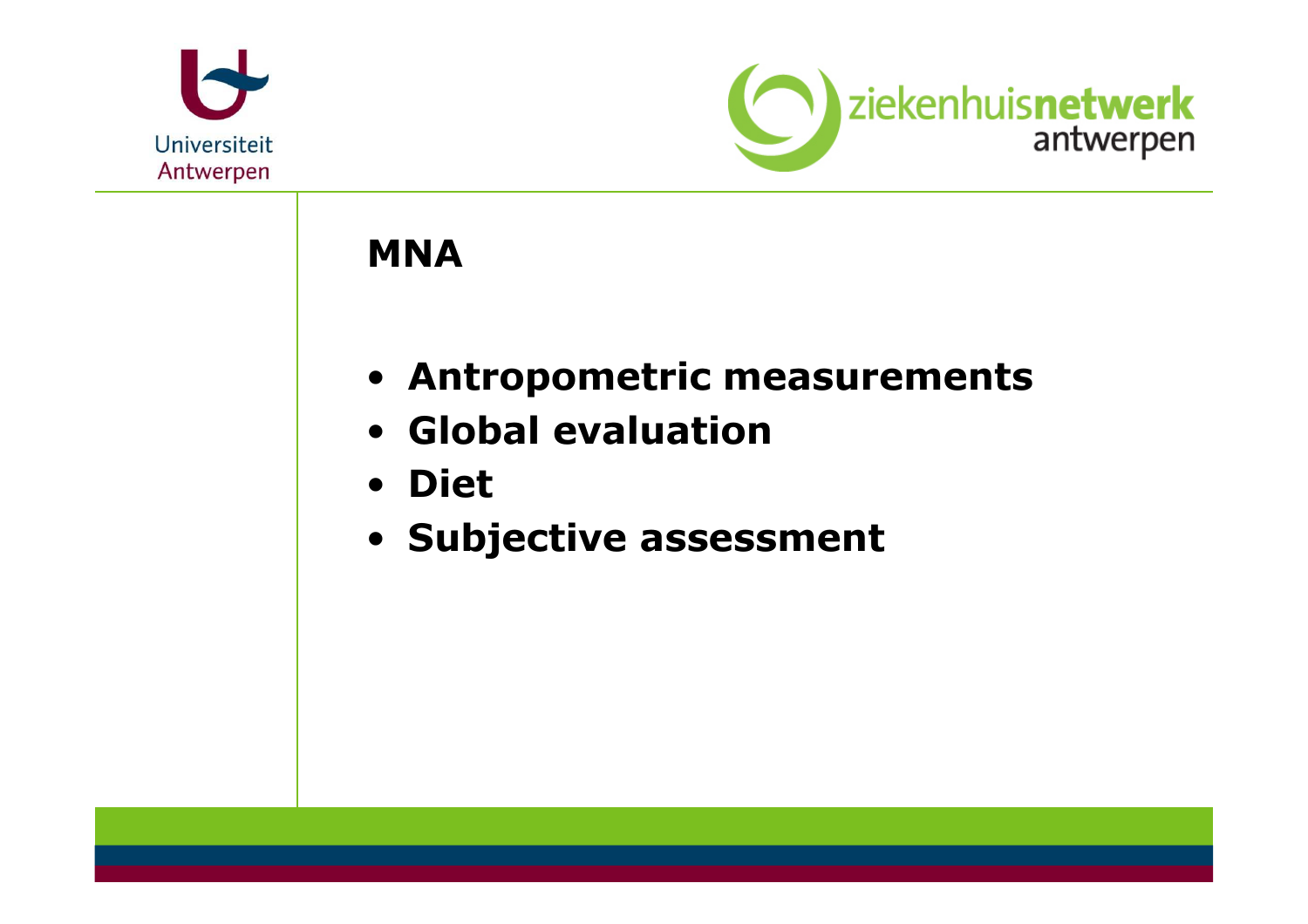## MNA

- **Antropometric measurements**
- **Global evaluation**
- **Diet**
- **Subjective assessment**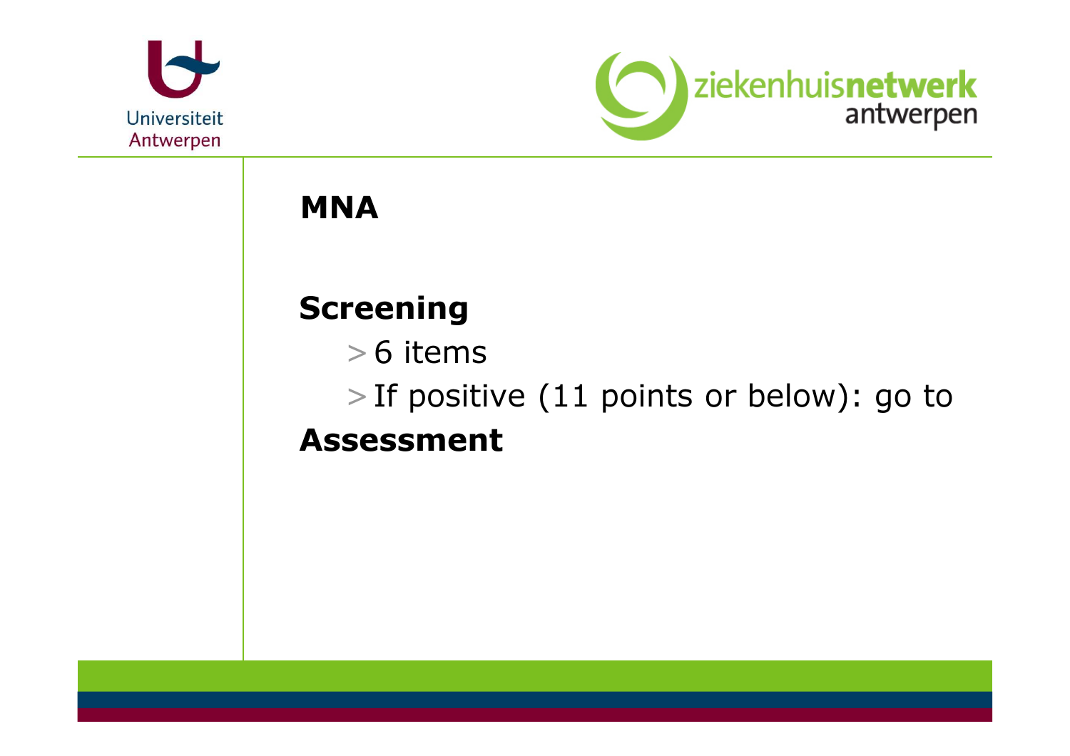## MNA

**Screening**

- 6 items
- If positive (11 points or below): go to

**Assessment**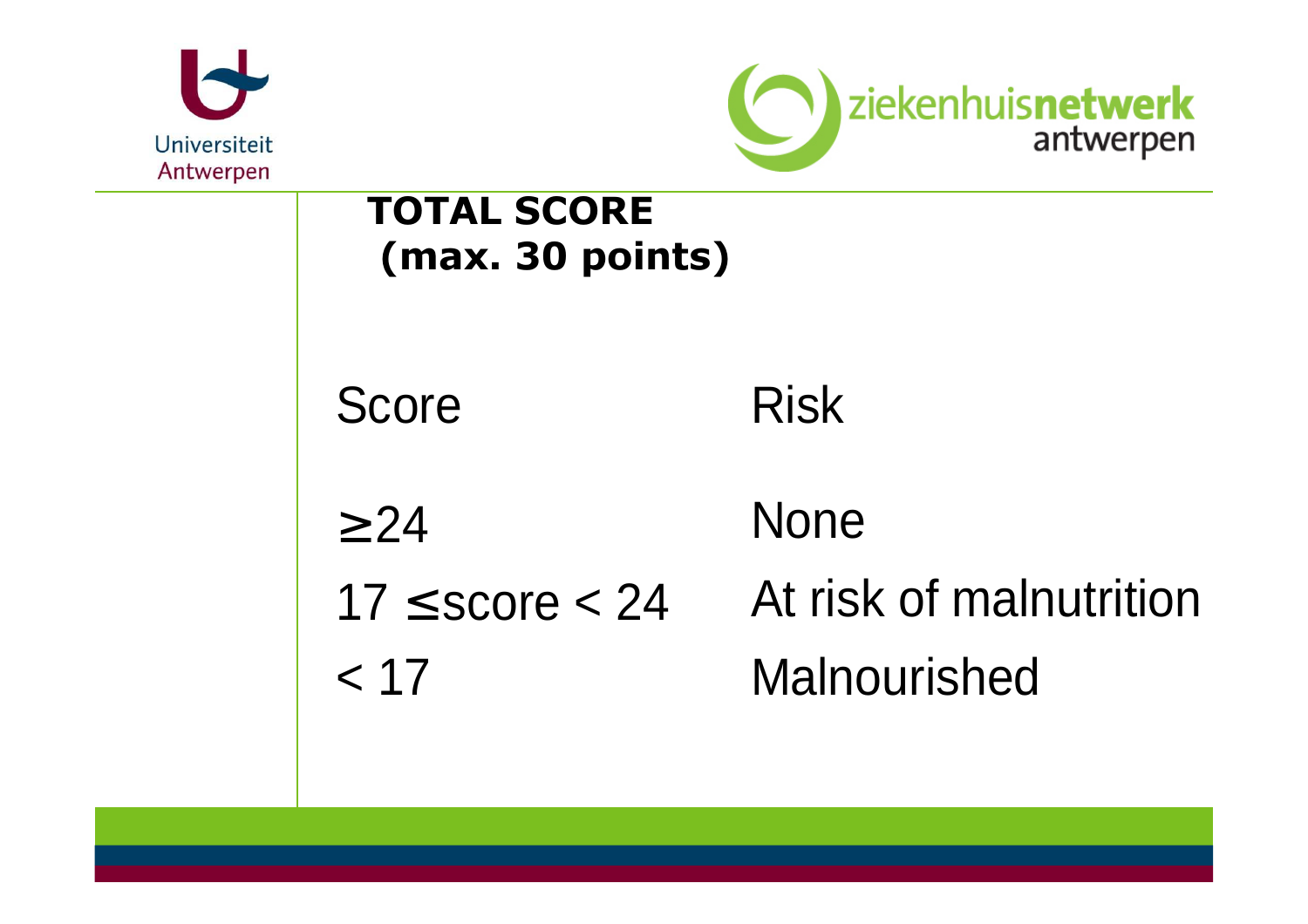## TOTAL SCORE (max. 30 points)

| Score | Risk |
|---|---|
| ≥24 | None |
| 17 ≤score < 24 | At risk of malnutrition |
| < 17 | Malnourished |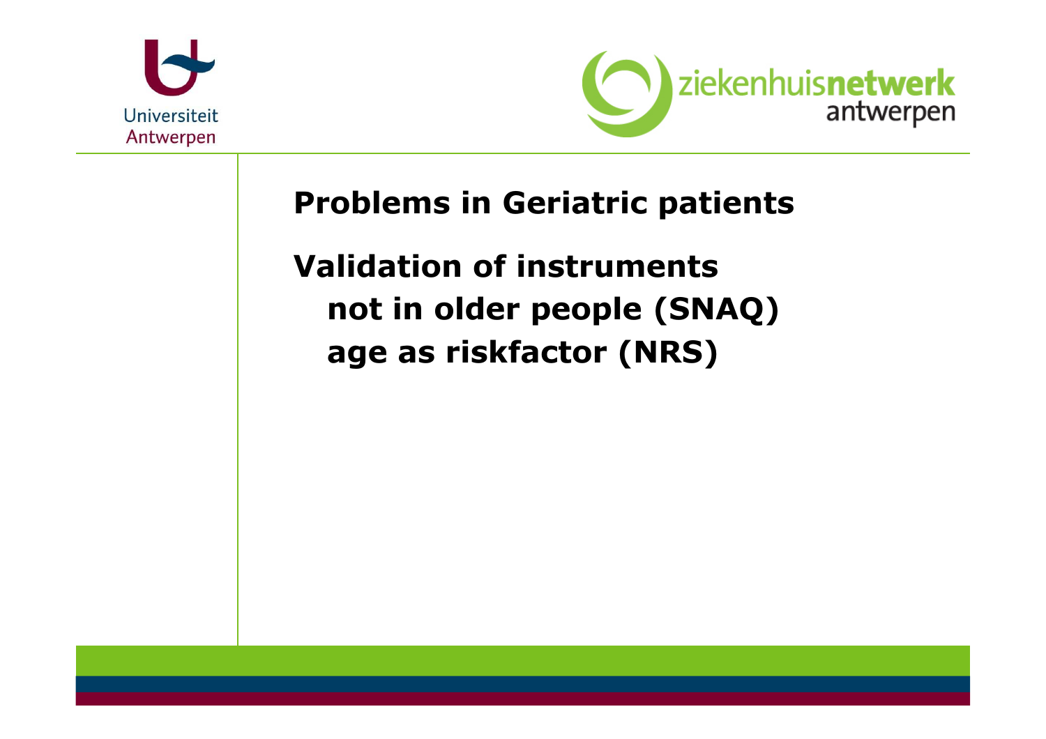**Problems in Geriatric patients**

**Validation of instruments**

- **not in older people (SNAQ)**
- **age as riskfactor (NRS)**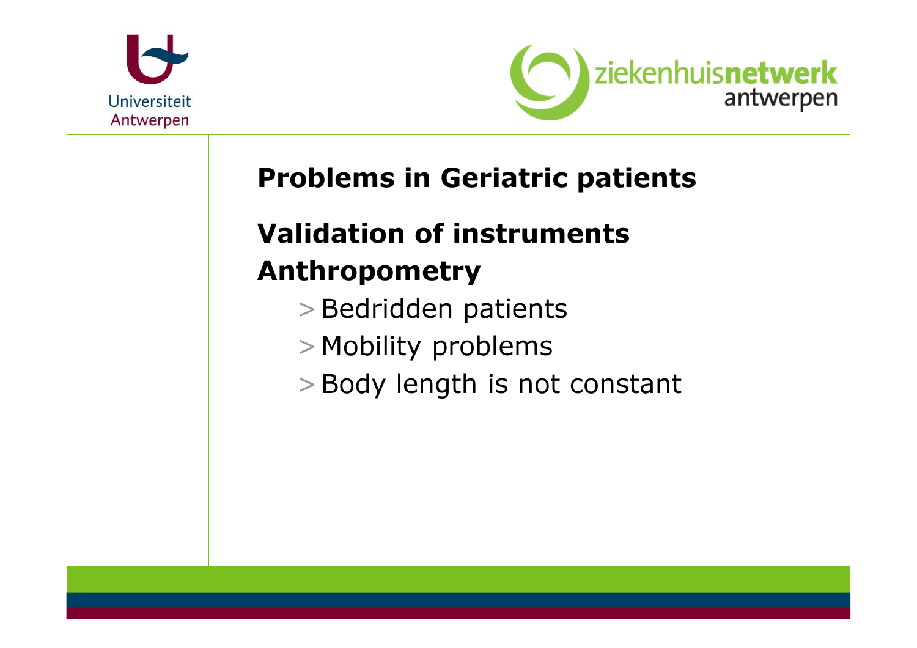## Problems in Geriatric patients

## Validation of instruments

## Anthropometry

- Bedridden patients
- Mobility problems
- Body length is not constant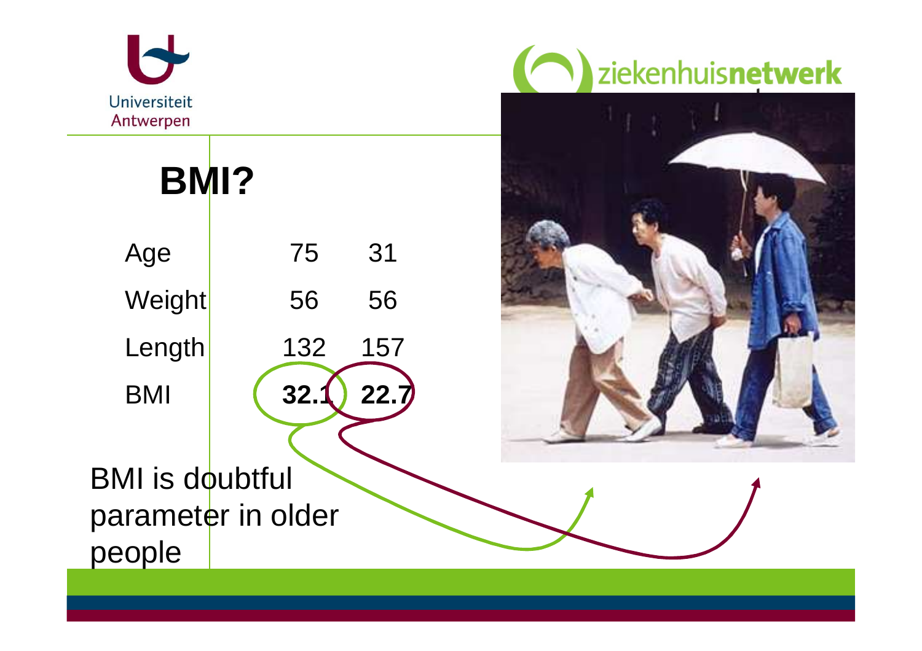# BMI?

| | | |
|---|---|---|
| Age | 75 | 31 |
| Weight | 56 | 56 |
| Length | 132 | 157 |
| BMI | **32.1** | **22.7** |

BMI is doubtful parameter in older people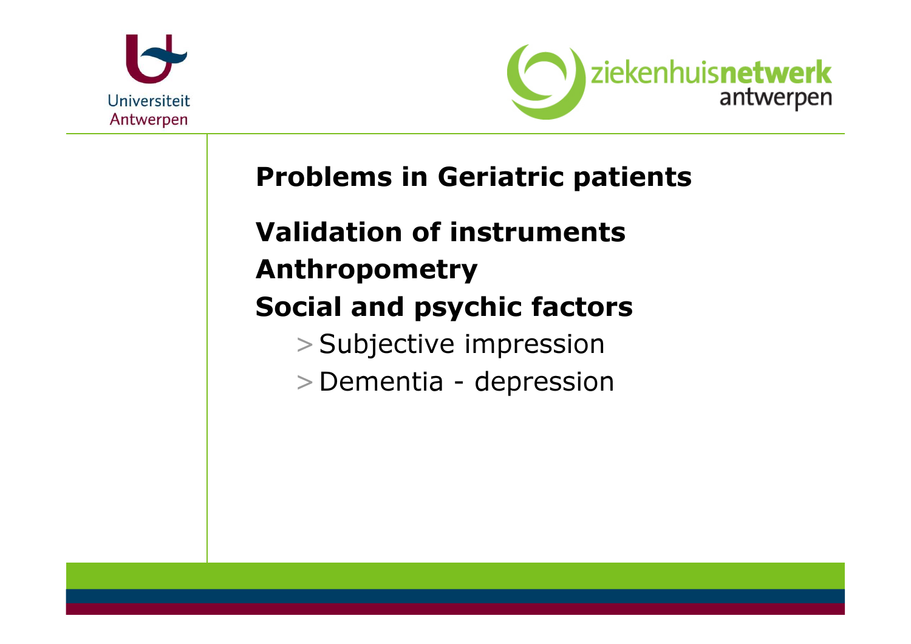## Problems in Geriatric patients

**Validation of instruments**

**Anthropometry**

**Social and psychic factors**

- Subjective impression
- Dementia - depression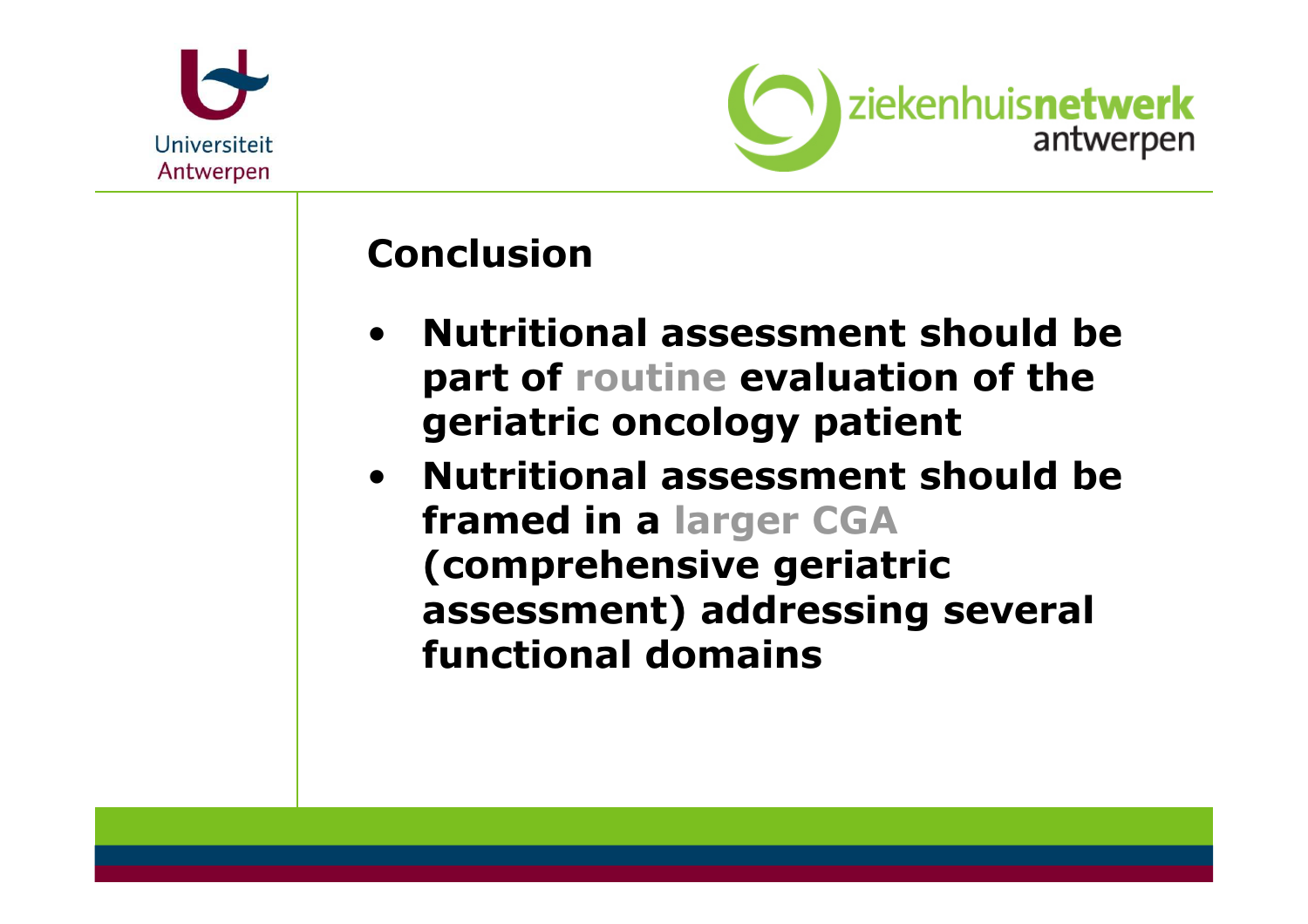## Conclusion

- **Nutritional assessment should be part of routine evaluation of the geriatric oncology patient**
- **Nutritional assessment should be framed in a larger CGA (comprehensive geriatric assessment) addressing several functional domains**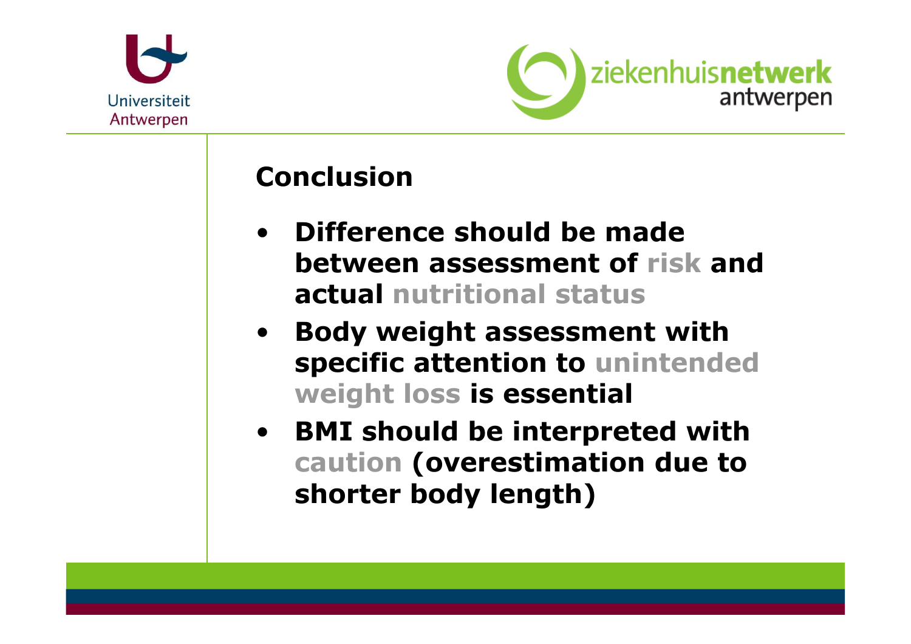## Conclusion

- **Difference should be made between assessment of risk and actual nutritional status**
- **Body weight assessment with specific attention to unintended weight loss is essential**
- **BMI should be interpreted with caution (overestimation due to shorter body length)**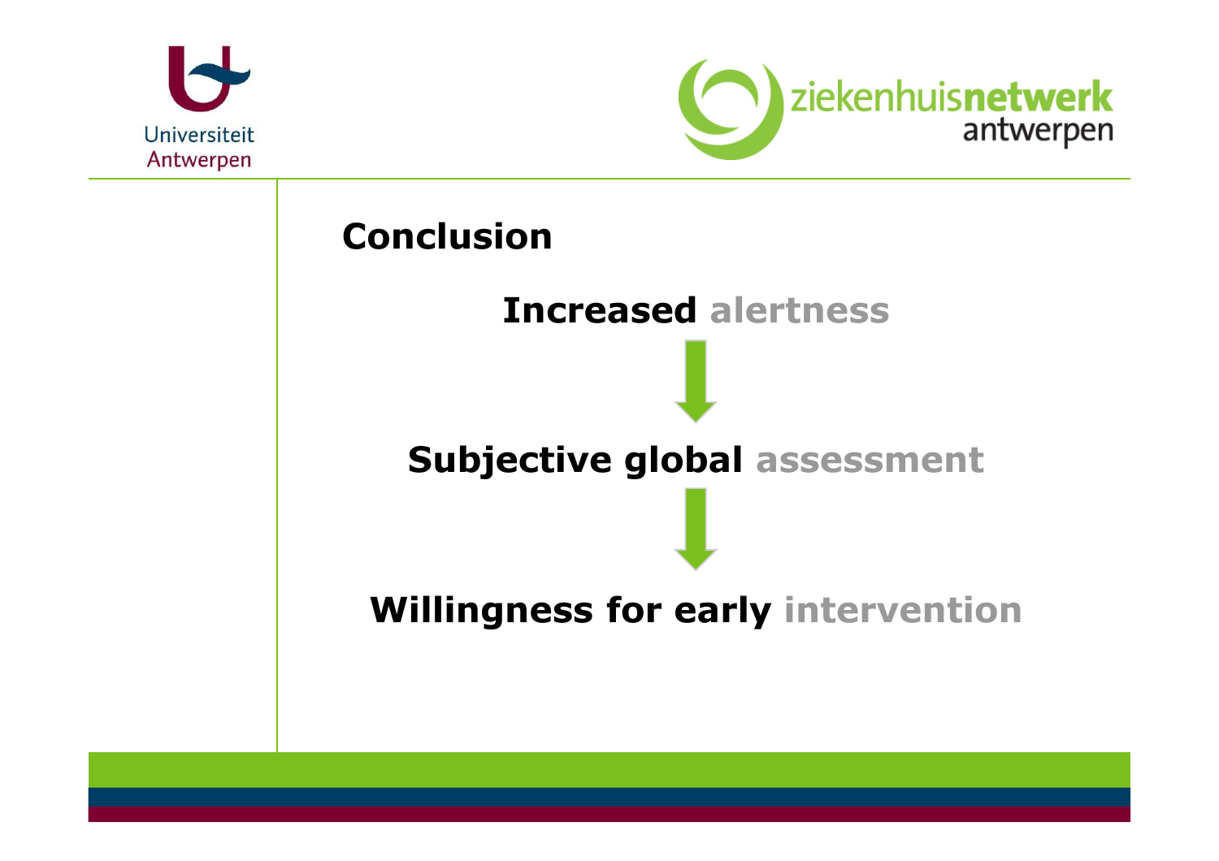## Conclusion

**Increased** alertness

↓

**Subjective global** assessment

↓

**Willingness for early** intervention